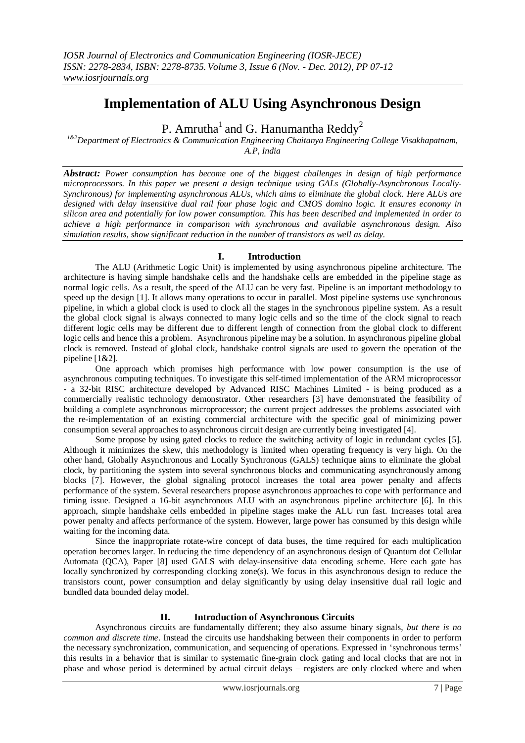# Implementation of ALU Using Asynchronous Design

P. Amrutha[1] and G. Hanumantha Reddy[2]

[1&2]*Department of Electronics & Communication Engineering Chaitanya Engineering College Visakhapatnam, A.P, India*

***Abstract:*** *Power consumption has become one of the biggest challenges in design of high performance microprocessors. In this paper we present a design technique using GALs (Globally-Asynchronous Locally-Synchronous) for implementing asynchronous ALUs, which aims to eliminate the global clock. Here ALUs are designed with delay insensitive dual rail four phase logic and CMOS domino logic. It ensures economy in silicon area and potentially for low power consumption. This has been described and implemented in order to achieve a high performance in comparison with synchronous and available asynchronous design. Also simulation results, show significant reduction in the number of transistors as well as delay.*

## I. Introduction

The ALU (Arithmetic Logic Unit) is implemented by using asynchronous pipeline architecture. The architecture is having simple handshake cells and the handshake cells are embedded in the pipeline stage as normal logic cells. As a result, the speed of the ALU can be very fast. Pipeline is an important methodology to speed up the design [1]. It allows many operations to occur in parallel. Most pipeline systems use synchronous pipeline, in which a global clock is used to clock all the stages in the synchronous pipeline system. As a result the global clock signal is always connected to many logic cells and so the time of the clock signal to reach different logic cells may be different due to different length of connection from the global clock to different logic cells and hence this a problem. Asynchronous pipeline may be a solution. In asynchronous pipeline global clock is removed. Instead of global clock, handshake control signals are used to govern the operation of the pipeline [1&2].

One approach which promises high performance with low power consumption is the use of asynchronous computing techniques. To investigate this self-timed implementation of the ARM microprocessor - a 32-bit RISC architecture developed by Advanced RISC Machines Limited - is being produced as a commercially realistic technology demonstrator. Other researchers [3] have demonstrated the feasibility of building a complete asynchronous microprocessor; the current project addresses the problems associated with the re-implementation of an existing commercial architecture with the specific goal of minimizing power consumption several approaches to asynchronous circuit design are currently being investigated [4].

Some propose by using gated clocks to reduce the switching activity of logic in redundant cycles [5]. Although it minimizes the skew, this methodology is limited when operating frequency is very high. On the other hand, Globally Asynchronous and Locally Synchronous (GALS) technique aims to eliminate the global clock, by partitioning the system into several synchronous blocks and communicating asynchronously among blocks [7]. However, the global signaling protocol increases the total area power penalty and affects performance of the system. Several researchers propose asynchronous approaches to cope with performance and timing issue. Designed a 16-bit asynchronous ALU with an asynchronous pipeline architecture [6]. In this approach, simple handshake cells embedded in pipeline stages make the ALU run fast. Increases total area power penalty and affects performance of the system. However, large power has consumed by this design while waiting for the incoming data.

Since the inappropriate rotate-wire concept of data buses, the time required for each multiplication operation becomes larger. In reducing the time dependency of an asynchronous design of Quantum dot Cellular Automata (QCA), Paper [8] used GALS with delay-insensitive data encoding scheme. Here each gate has locally synchronized by corresponding clocking zone(s). We focus in this asynchronous design to reduce the transistors count, power consumption and delay significantly by using delay insensitive dual rail logic and bundled data bounded delay model.

## II. Introduction of Asynchronous Circuits

Asynchronous circuits are fundamentally different; they also assume binary signals, *but there is no common and discrete time*. Instead the circuits use handshaking between their components in order to perform the necessary synchronization, communication, and sequencing of operations. Expressed in 'synchronous terms' this results in a behavior that is similar to systematic fine-grain clock gating and local clocks that are not in phase and whose period is determined by actual circuit delays – registers are only clocked where and when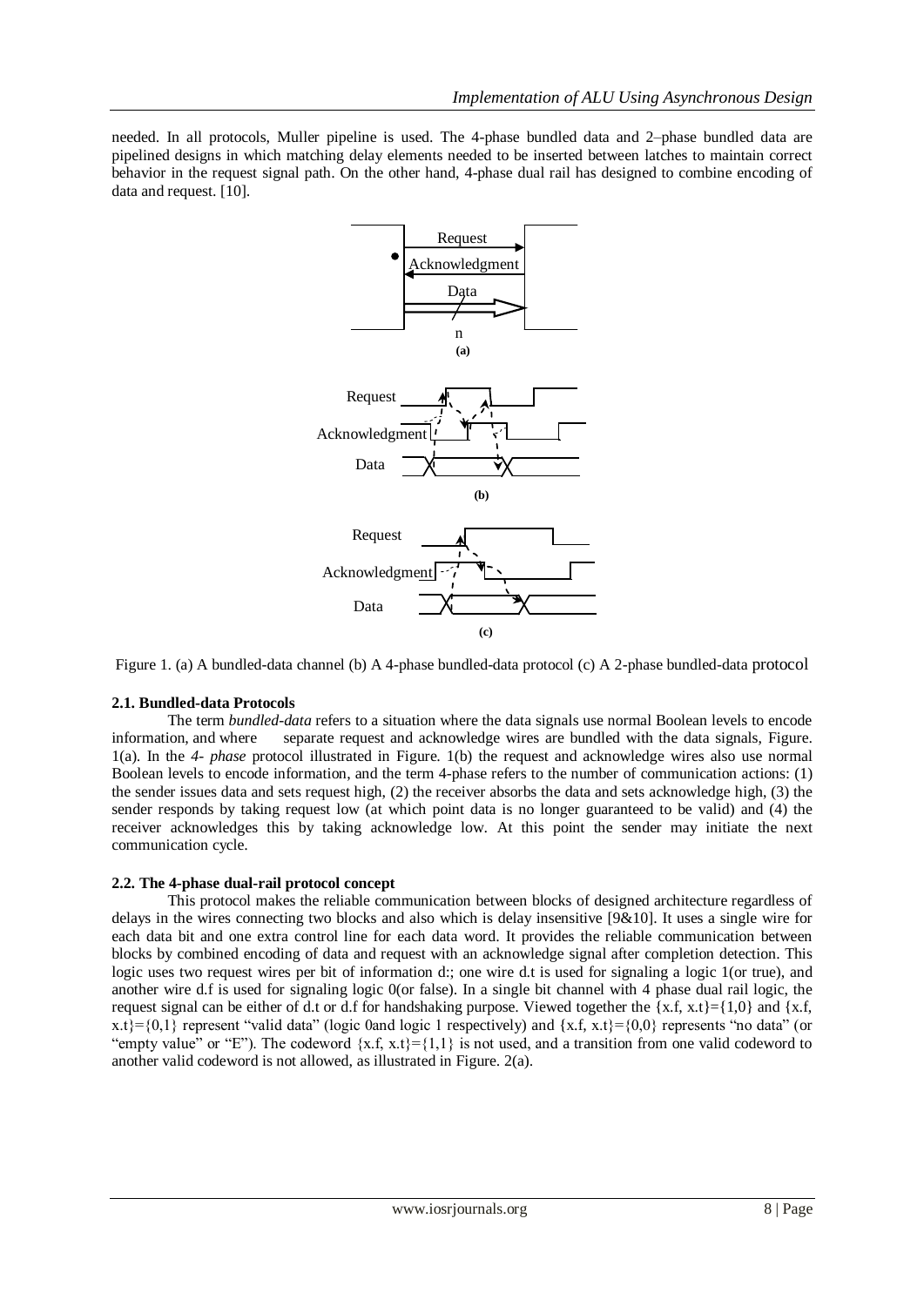needed. In all protocols, Muller pipeline is used. The 4-phase bundled data and 2–phase bundled data are pipelined designs in which matching delay elements needed to be inserted between latches to maintain correct behavior in the request signal path. On the other hand, 4-phase dual rail has designed to combine encoding of data and request. [10].

Figure 1. (a) A bundled-data channel (b) A 4-phase bundled-data protocol (c) A 2-phase bundled-data protocol

### 2.1. Bundled-data Protocols

The term *bundled-data* refers to a situation where the data signals use normal Boolean levels to encode information, and where separate request and acknowledge wires are bundled with the data signals, Figure. 1(a). In the *4- phase* protocol illustrated in Figure. 1(b) the request and acknowledge wires also use normal Boolean levels to encode information, and the term 4-phase refers to the number of communication actions: (1) the sender issues data and sets request high, (2) the receiver absorbs the data and sets acknowledge high, (3) the sender responds by taking request low (at which point data is no longer guaranteed to be valid) and (4) the receiver acknowledges this by taking acknowledge low. At this point the sender may initiate the next communication cycle.

### 2.2. The 4-phase dual-rail protocol concept

This protocol makes the reliable communication between blocks of designed architecture regardless of delays in the wires connecting two blocks and also which is delay insensitive [9&10]. It uses a single wire for each data bit and one extra control line for each data word. It provides the reliable communication between blocks by combined encoding of data and request with an acknowledge signal after completion detection. This logic uses two request wires per bit of information d:; one wire d.t is used for signaling a logic 1(or true), and another wire d.f is used for signaling logic 0(or false). In a single bit channel with 4 phase dual rail logic, the request signal can be either of d.t or d.f for handshaking purpose. Viewed together the {x.f, x.t}={1,0} and {x.f, x.t}={0,1} represent "valid data" (logic 0and logic 1 respectively) and {x.f, x.t}={0,0} represents "no data" (or "empty value" or "E"). The codeword {x.f, x.t}={1,1} is not used, and a transition from one valid codeword to another valid codeword is not allowed, as illustrated in Figure. 2(a).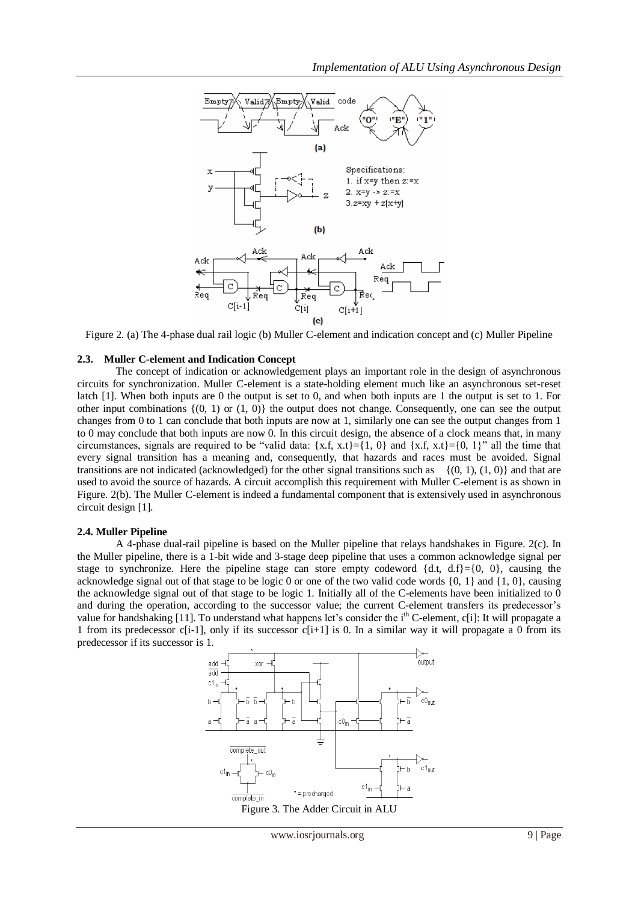Figure 2. (a) The 4-phase dual rail logic (b) Muller C-element and indication concept and (c) Muller Pipeline

### 2.3. Muller C-element and Indication Concept

The concept of indication or acknowledgement plays an important role in the design of asynchronous circuits for synchronization. Muller C-element is a state-holding element much like an asynchronous set-reset latch [1]. When both inputs are 0 the output is set to 0, and when both inputs are 1 the output is set to 1. For other input combinations {(0, 1) or (1, 0)} the output does not change. Consequently, one can see the output changes from 0 to 1 can conclude that both inputs are now at 1, similarly one can see the output changes from 1 to 0 may conclude that both inputs are now 0. In this circuit design, the absence of a clock means that, in many circumstances, signals are required to be "valid data: {x.f, x.t}={1, 0} and {x.f, x.t}={0, 1}" all the time that every signal transition has a meaning and, consequently, that hazards and races must be avoided. Signal transitions are not indicated (acknowledged) for the other signal transitions such as {(0, 1), (1, 0)} and that are used to avoid the source of hazards. A circuit accomplish this requirement with Muller C-element is as shown in Figure. 2(b). The Muller C-element is indeed a fundamental component that is extensively used in asynchronous circuit design [1].

### 2.4. Muller Pipeline

A 4-phase dual-rail pipeline is based on the Muller pipeline that relays handshakes in Figure. 2(c). In the Muller pipeline, there is a 1-bit wide and 3-stage deep pipeline that uses a common acknowledge signal per stage to synchronize. Here the pipeline stage can store empty codeword {d.t, d.f}={0, 0}, causing the acknowledge signal out of that stage to be logic 0 or one of the two valid code words {0, 1} and {1, 0}, causing the acknowledge signal out of that stage to be logic 1. Initially all of the C-elements have been initialized to 0 and during the operation, according to the successor value; the current C-element transfers its predecessor's value for handshaking [11]. To understand what happens let's consider the $i^{th}$ C-element, c[i]: It will propagate a 1 from its predecessor c[i-1], only if its successor c[i+1] is 0. In a similar way it will propagate a 0 from its predecessor if its successor is 1.

Figure 3. The Adder Circuit in ALU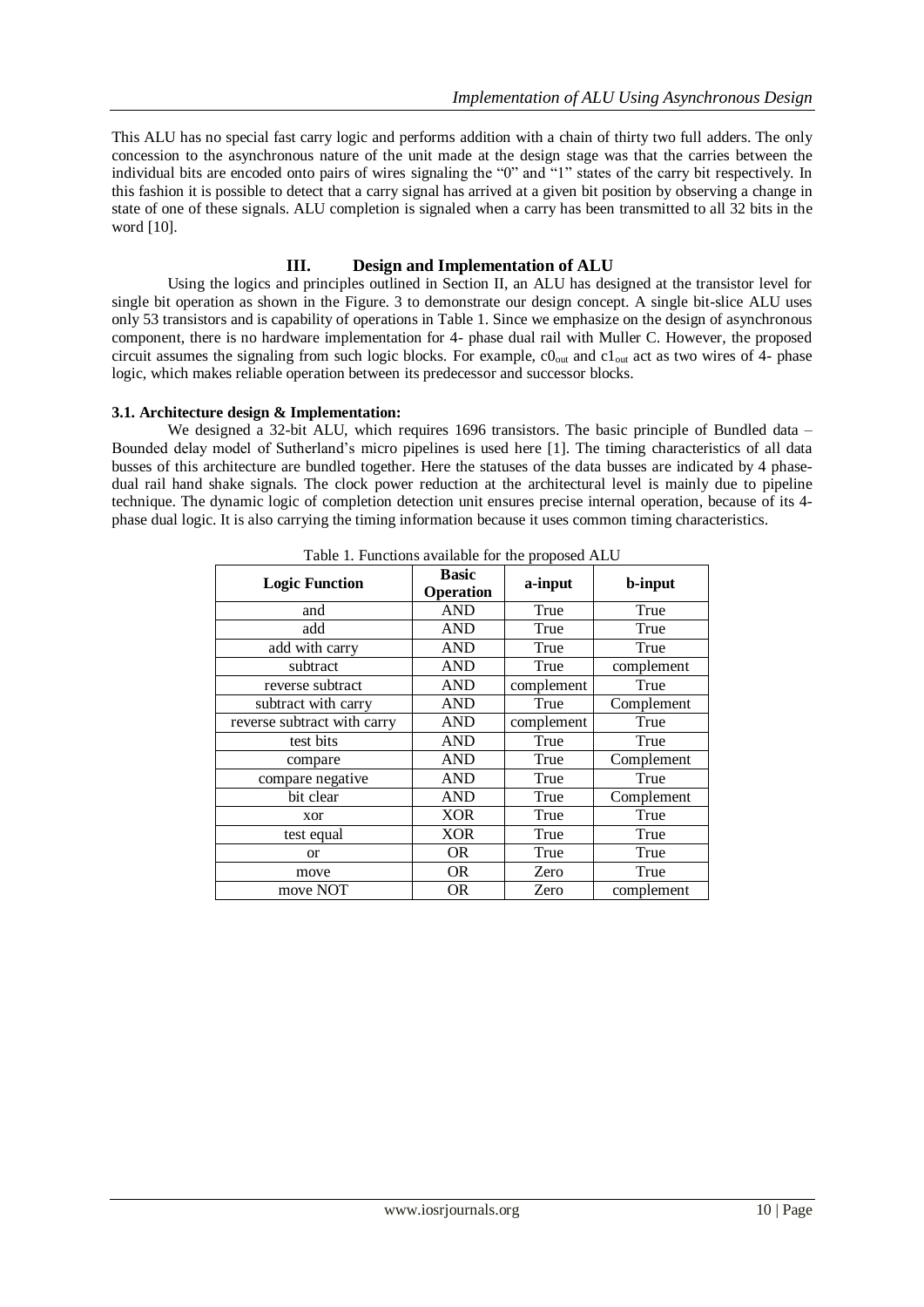This ALU has no special fast carry logic and performs addition with a chain of thirty two full adders. The only concession to the asynchronous nature of the unit made at the design stage was that the carries between the individual bits are encoded onto pairs of wires signaling the "0" and "1" states of the carry bit respectively. In this fashion it is possible to detect that a carry signal has arrived at a given bit position by observing a change in state of one of these signals. ALU completion is signaled when a carry has been transmitted to all 32 bits in the word [10].

## III. Design and Implementation of ALU

Using the logics and principles outlined in Section II, an ALU has designed at the transistor level for single bit operation as shown in the Figure. 3 to demonstrate our design concept. A single bit-slice ALU uses only 53 transistors and is capability of operations in Table 1. Since we emphasize on the design of asynchronous component, there is no hardware implementation for 4- phase dual rail with Muller C. However, the proposed circuit assumes the signaling from such logic blocks. For example, $c0_{out}$ and $c1_{out}$ act as two wires of 4- phase logic, which makes reliable operation between its predecessor and successor blocks.

### 3.1. Architecture design & Implementation:

We designed a 32-bit ALU, which requires 1696 transistors. The basic principle of Bundled data – Bounded delay model of Sutherland's micro pipelines is used here [1]. The timing characteristics of all data busses of this architecture are bundled together. Here the statuses of the data busses are indicated by 4 phase-dual rail hand shake signals. The clock power reduction at the architectural level is mainly due to pipeline technique. The dynamic logic of completion detection unit ensures precise internal operation, because of its 4-phase dual logic. It is also carrying the timing information because it uses common timing characteristics.

Table 1. Functions available for the proposed ALU

| Logic Function | Basic Operation | a-input | b-input |
|---|---|---|---|
| and | AND | True | True |
| add | AND | True | True |
| add with carry | AND | True | True |
| subtract | AND | True | complement |
| reverse subtract | AND | complement | True |
| subtract with carry | AND | True | Complement |
| reverse subtract with carry | AND | complement | True |
| test bits | AND | True | True |
| compare | AND | True | Complement |
| compare negative | AND | True | True |
| bit clear | AND | True | Complement |
| xor | XOR | True | True |
| test equal | XOR | True | True |
| or | OR | True | True |
| move | OR | Zero | True |
| move NOT | OR | Zero | complement |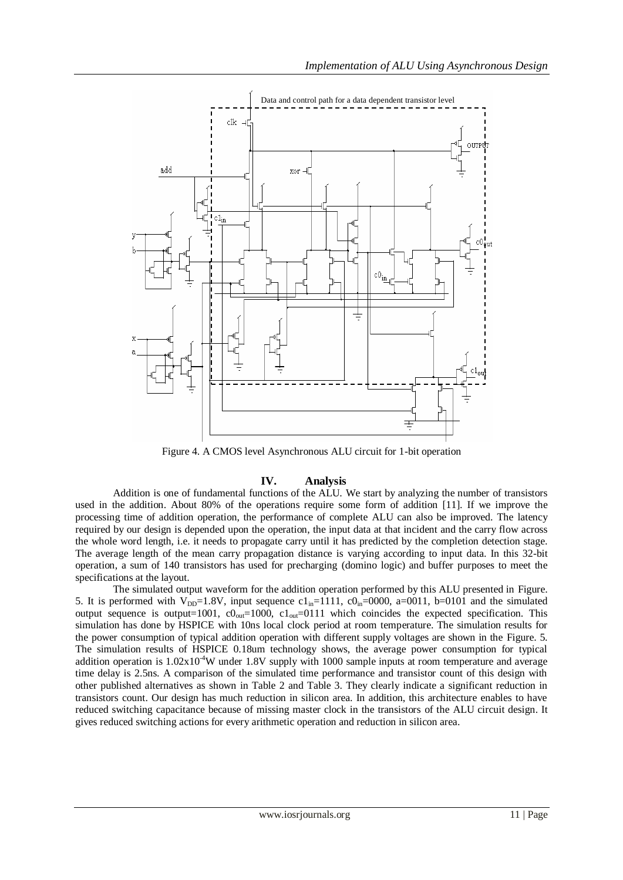Figure 4. A CMOS level Asynchronous ALU circuit for 1-bit operation

## IV. Analysis

Addition is one of fundamental functions of the ALU. We start by analyzing the number of transistors used in the addition. About 80% of the operations require some form of addition [11]. If we improve the processing time of addition operation, the performance of complete ALU can also be improved. The latency required by our design is depended upon the operation, the input data at that incident and the carry flow across the whole word length, i.e. it needs to propagate carry until it has predicted by the completion detection stage. The average length of the mean carry propagation distance is varying according to input data. In this 32-bit operation, a sum of 140 transistors has used for precharging (domino logic) and buffer purposes to meet the specifications at the layout.

The simulated output waveform for the addition operation performed by this ALU presented in Figure. 5. It is performed with $V_{DD}$=1.8V, input sequence $c1_{in}$=1111, $c0_{in}$=0000, a=0011, b=0101 and the simulated output sequence is output=1001, $c0_{out}$=1000, $c1_{out}$=0111 which coincides the expected specification. This simulation has done by HSPICE with 10ns local clock period at room temperature. The simulation results for the power consumption of typical addition operation with different supply voltages are shown in the Figure. 5. The simulation results of HSPICE 0.18um technology shows, the average power consumption for typical addition operation is $1.02\text{x}10^{-4}$W under 1.8V supply with 1000 sample inputs at room temperature and average time delay is 2.5ns. A comparison of the simulated time performance and transistor count of this design with other published alternatives as shown in Table 2 and Table 3. They clearly indicate a significant reduction in transistors count. Our design has much reduction in silicon area. In addition, this architecture enables to have reduced switching capacitance because of missing master clock in the transistors of the ALU circuit design. It gives reduced switching actions for every arithmetic operation and reduction in silicon area.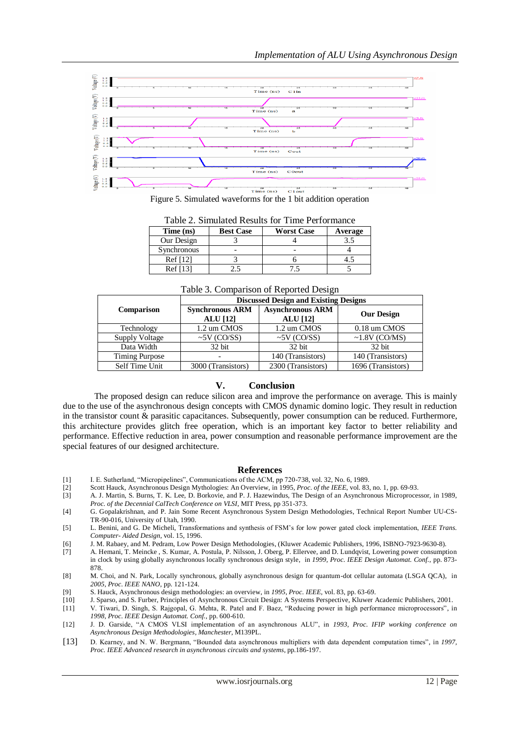Time (ns) C1in

Time (ns) a

Time (ns) b

Time (ns) Cout

Time (ns) C0out

Time (ns) C1out

Figure 5. Simulated waveforms for the 1 bit addition operation

Table 2. Simulated Results for Time Performance

| Time (ns) | Best Case | Worst Case | Average |
|---|---|---|---|
| Our Design | 3 | 4 | 3.5 |
| Synchronous | - | - | 4 |
| Ref [12] | 3 | 6 | 4.5 |
| Ref [13] | 2.5 | 7.5 | 5 |

Table 3. Comparison of Reported Design

| Comparison | Discussed Design and Existing Designs | | |
|---|---|---|---|
| | **Synchronous ARM ALU [12]** | **Asynchronous ARM ALU [12]** | **Our Design** |
| Technology | 1.2 um CMOS | 1.2 um CMOS | 0.18 um CMOS |
| Supply Voltage | ~5V (CO/SS) | ~5V (CO/SS) | ~1.8V (CO/MS) |
| Data Width | 32 bit | 32 bit | 32 bit |
| Timing Purpose | - | 140 (Transistors) | 140 (Transistors) |
| Self Time Unit | 3000 (Transistors) | 2300 (Transistors) | 1696 (Transistors) |

## V. Conclusion

The proposed design can reduce silicon area and improve the performance on average. This is mainly due to the use of the asynchronous design concepts with CMOS dynamic domino logic. They result in reduction in the transistor count & parasitic capacitances. Subsequently, power consumption can be reduced. Furthermore, this architecture provides glitch free operation, which is an important key factor to better reliability and performance. Effective reduction in area, power consumption and reasonable performance improvement are the special features of our designed architecture.

## References

[1] I. E. Sutherland, "Micropipelines", Communications of the ACM, pp 720-738, vol. 32, No. 6, 1989.

[2] Scott Hauck, Asynchronous Design Mythologies: An Overview, in 1995, *Proc. of the IEEE*, vol. 83, no. 1, pp. 69-93.

[3] A. J. Martin, S. Burns, T. K. Lee, D. Borkovie, and P. J. Hazewindus, The Design of an Asynchronous Microprocessor, in 1989, *Proc. of the Decennial CalTech Conference on VLSI*, MIT Press, pp 351-373.

[4] G. Gopalakrishnan, and P. Jain Some Recent Asynchronous System Design Methodologies, Technical Report Number UU-CS-TR-90-016, University of Utah, 1990.

[5] L. Benini, and G. De Micheli, Transformations and synthesis of FSM's for low power gated clock implementation, *IEEE Trans. Computer- Aided Design*, vol. 15, 1996.

[6] J. M. Rabaey, and M. Pedram, Low Power Design Methodologies, (Kluwer Academic Publishers, 1996, ISBNO-7923-9630-8).

[7] A. Hemani, T. Meincke , S. Kumar, A. Postula, P. Nilsson, J. Oberg, P. Ellervee, and D. Lundqvist, Lowering power consumption in clock by using globally asynchronous locally synchronous design style, in *1999, Proc. IEEE Design Automat. Conf.*, pp. 873-878.

[8] M. Choi, and N. Park, Locally synchronous, globally asynchronous design for quantum-dot cellular automata (LSGA QCA), in *2005, Proc. IEEE NANO*, pp. 121-124.

[9] S. Hauck, Asynchronous design methodologies: an overview, in *1995, Proc. IEEE*, vol. 83, pp. 63-69.

[10] J. Sparso, and S. Furber, Principles of Asynchronous Circuit Design: A Systems Perspective, Kluwer Academic Publishers, 2001.

[11] V. Tiwari, D. Singh, S. Rajgopal, G. Mehta, R. Patel and F. Baez, "Reducing power in high performance microprocessors", in *1998, Proc. IEEE Design Automat. Conf.*, pp. 600-610.

[12] J. D. Garside, "A CMOS VLSI implementation of an asynchronous ALU", in *1993, Proc. IFIP working conference on Asynchronous Design Methodologies, Manchester*, M139PL.

[13] D. Kearney, and N. W. Bergmann, "Bounded data asynchronous multipliers with data dependent computation times", in *1997, Proc. IEEE Advanced research in asynchronous circuits and systems*, pp.186-197.